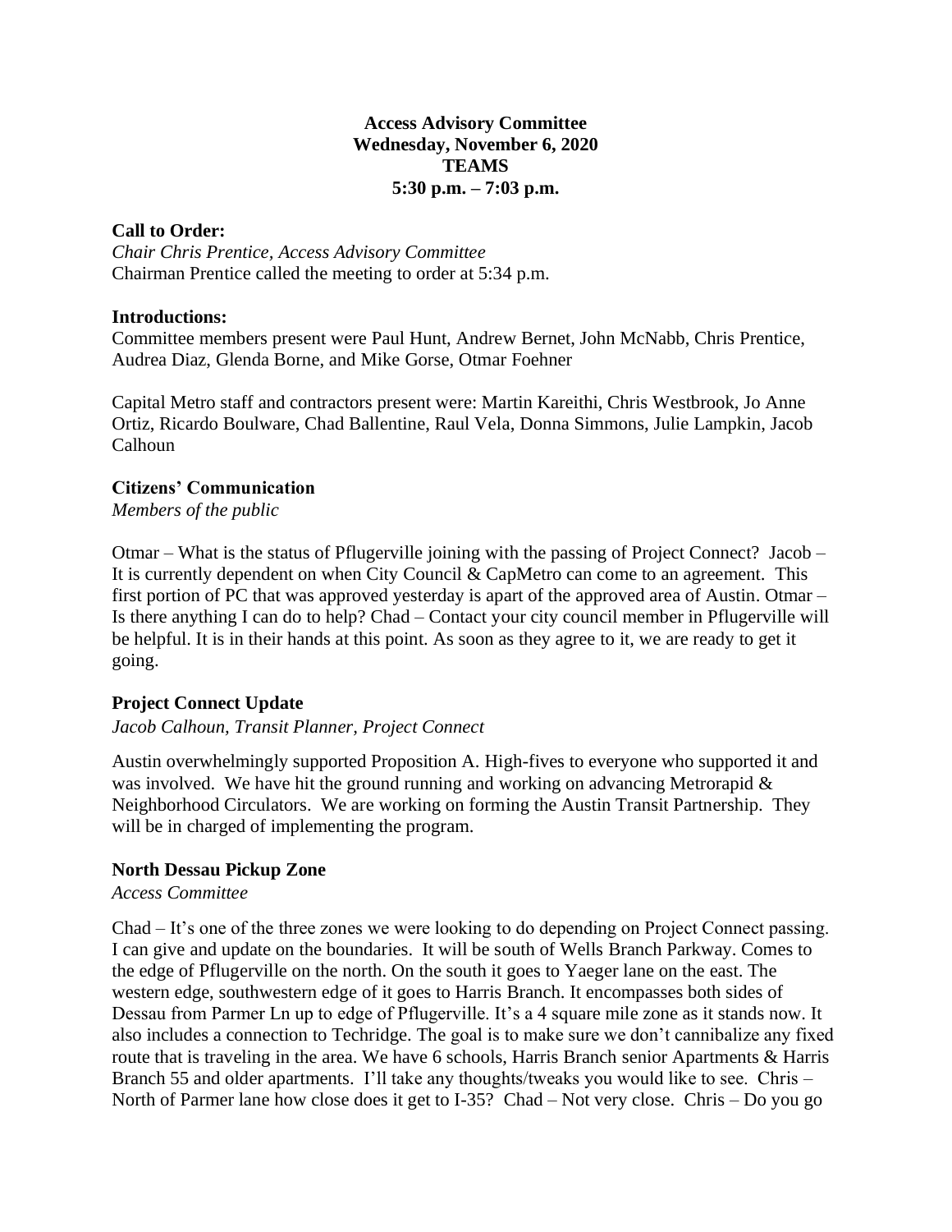**Access Advisory Committee**
**Wednesday, November 6, 2020**
**TEAMS**
**5:30 p.m. – 7:03 p.m.**

**Call to Order:**
*Chair Chris Prentice, Access Advisory Committee*
Chairman Prentice called the meeting to order at 5:34 p.m.

**Introductions:**
Committee members present were Paul Hunt, Andrew Bernet, John McNabb, Chris Prentice, Audrea Diaz, Glenda Borne, and Mike Gorse, Otmar Foehner

Capital Metro staff and contractors present were: Martin Kareithi, Chris Westbrook, Jo Anne Ortiz, Ricardo Boulware, Chad Ballentine, Raul Vela, Donna Simmons, Julie Lampkin, Jacob Calhoun

**Citizens' Communication**
*Members of the public*

Otmar – What is the status of Pflugerville joining with the passing of Project Connect? Jacob – It is currently dependent on when City Council & CapMetro can come to an agreement. This first portion of PC that was approved yesterday is apart of the approved area of Austin. Otmar – Is there anything I can do to help? Chad – Contact your city council member in Pflugerville will be helpful. It is in their hands at this point. As soon as they agree to it, we are ready to get it going.

**Project Connect Update**
*Jacob Calhoun, Transit Planner, Project Connect*

Austin overwhelmingly supported Proposition A. High-fives to everyone who supported it and was involved. We have hit the ground running and working on advancing Metrorapid & Neighborhood Circulators. We are working on forming the Austin Transit Partnership. They will be in charged of implementing the program.

**North Dessau Pickup Zone**
*Access Committee*

Chad – It's one of the three zones we were looking to do depending on Project Connect passing. I can give and update on the boundaries. It will be south of Wells Branch Parkway. Comes to the edge of Pflugerville on the north. On the south it goes to Yaeger lane on the east. The western edge, southwestern edge of it goes to Harris Branch. It encompasses both sides of Dessau from Parmer Ln up to edge of Pflugerville. It's a 4 square mile zone as it stands now. It also includes a connection to Techridge. The goal is to make sure we don't cannibalize any fixed route that is traveling in the area. We have 6 schools, Harris Branch senior Apartments & Harris Branch 55 and older apartments. I'll take any thoughts/tweaks you would like to see. Chris – North of Parmer lane how close does it get to I-35? Chad – Not very close. Chris – Do you go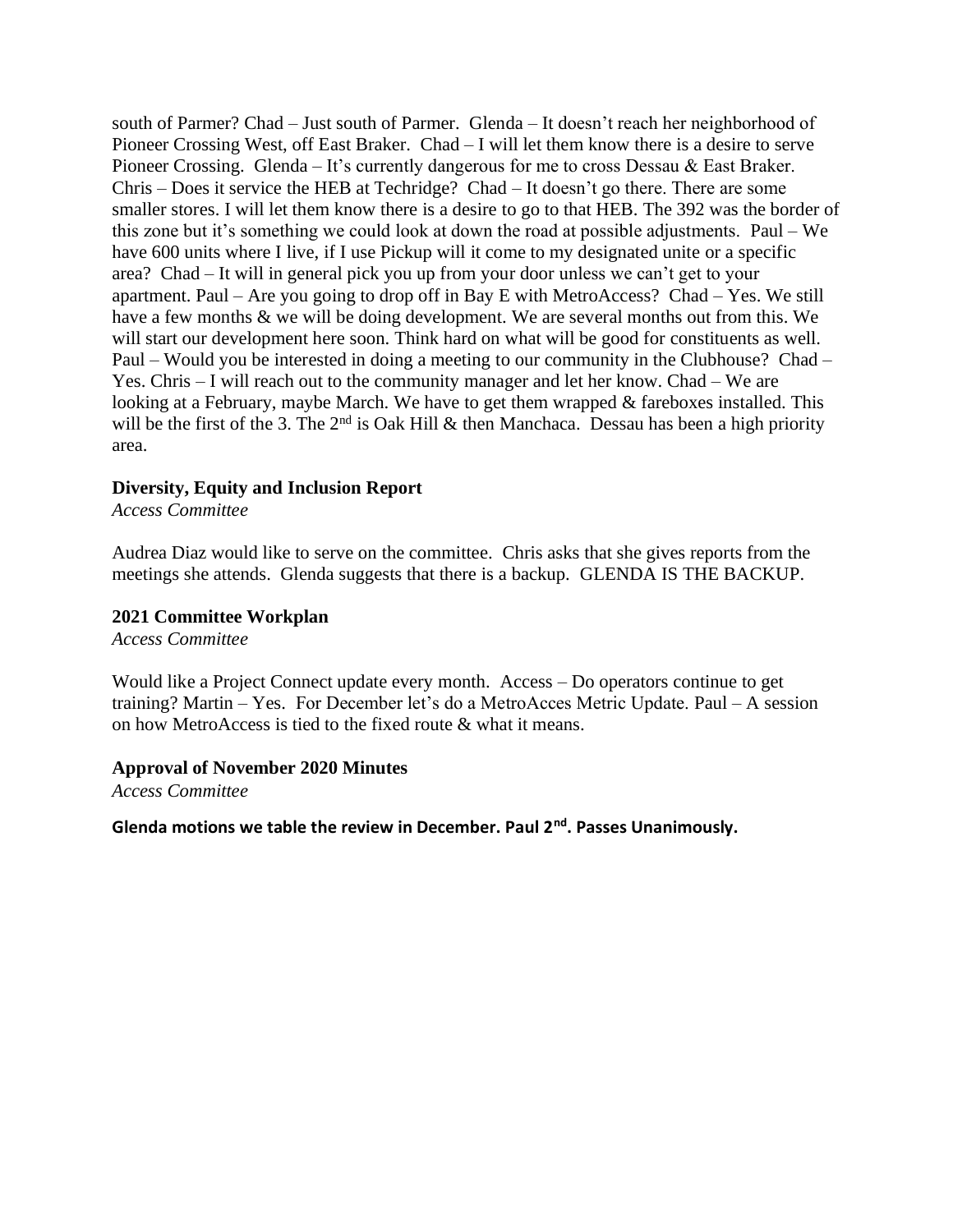south of Parmer? Chad – Just south of Parmer. Glenda – It doesn't reach her neighborhood of Pioneer Crossing West, off East Braker. Chad – I will let them know there is a desire to serve Pioneer Crossing. Glenda – It's currently dangerous for me to cross Dessau & East Braker. Chris – Does it service the HEB at Techridge? Chad – It doesn't go there. There are some smaller stores. I will let them know there is a desire to go to that HEB. The 392 was the border of this zone but it's something we could look at down the road at possible adjustments. Paul – We have 600 units where I live, if I use Pickup will it come to my designated unite or a specific area? Chad – It will in general pick you up from your door unless we can't get to your apartment. Paul – Are you going to drop off in Bay E with MetroAccess? Chad – Yes. We still have a few months & we will be doing development. We are several months out from this. We will start our development here soon. Think hard on what will be good for constituents as well. Paul – Would you be interested in doing a meeting to our community in the Clubhouse? Chad – Yes. Chris – I will reach out to the community manager and let her know. Chad – We are looking at a February, maybe March. We have to get them wrapped & fareboxes installed. This will be the first of the 3. The 2nd is Oak Hill & then Manchaca. Dessau has been a high priority area.

**Diversity, Equity and Inclusion Report**

*Access Committee*

Audrea Diaz would like to serve on the committee. Chris asks that she gives reports from the meetings she attends. Glenda suggests that there is a backup. GLENDA IS THE BACKUP.

**2021 Committee Workplan**

*Access Committee*

Would like a Project Connect update every month. Access – Do operators continue to get training? Martin – Yes. For December let's do a MetroAcces Metric Update. Paul – A session on how MetroAccess is tied to the fixed route & what it means.

**Approval of November 2020 Minutes**

*Access Committee*

**Glenda motions we table the review in December. Paul 2nd. Passes Unanimously.**